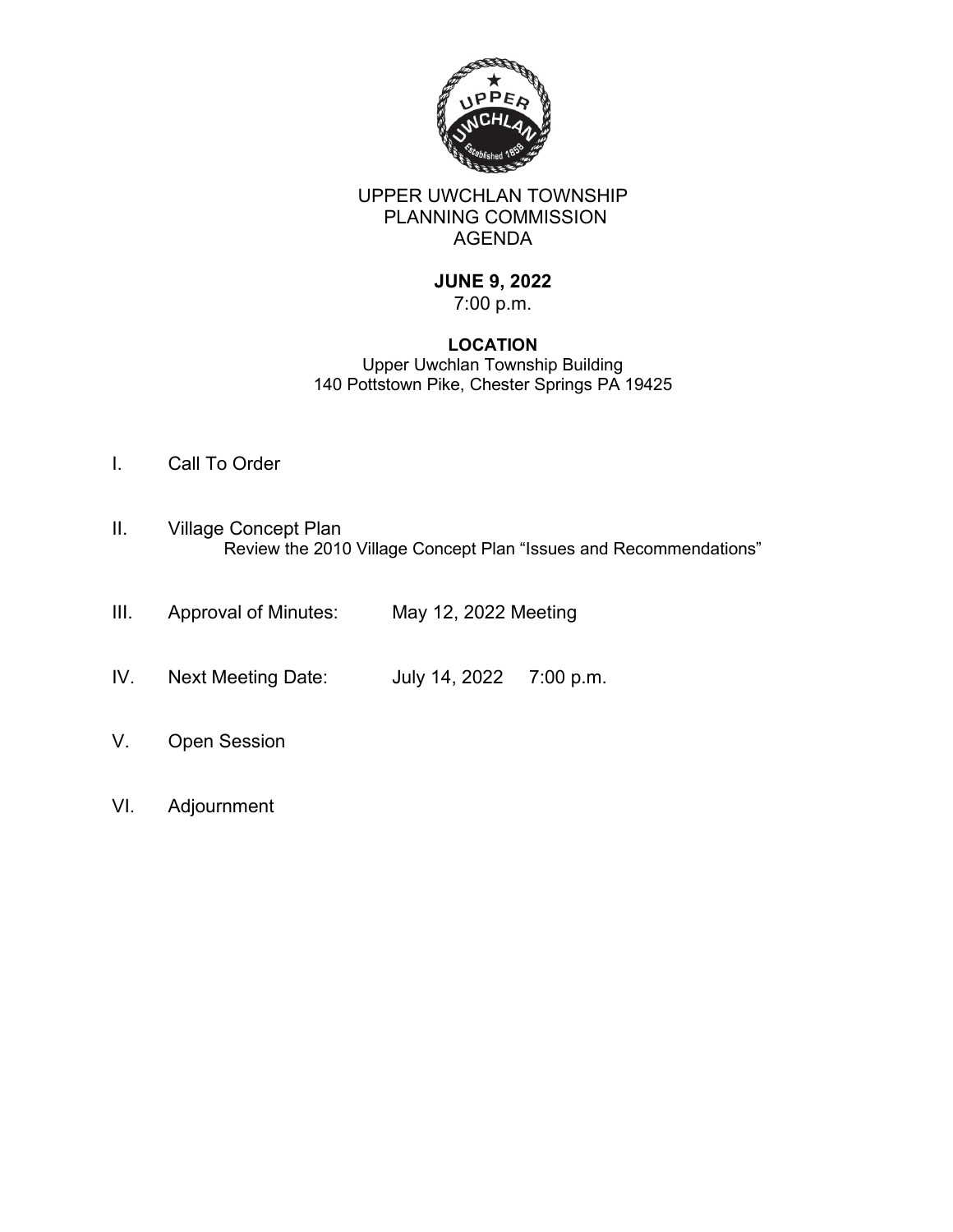# UPPER UWCHLAN TOWNSHIP
## PLANNING COMMISSION
## AGENDA

**JUNE 9, 2022**
7:00 p.m.

**LOCATION**
Upper Uwchlan Township Building
140 Pottstown Pike, Chester Springs PA 19425

I. Call To Order

II. Village Concept Plan
Review the 2010 Village Concept Plan "Issues and Recommendations"

III. Approval of Minutes: May 12, 2022 Meeting

IV. Next Meeting Date: July 14, 2022 7:00 p.m.

V. Open Session

VI. Adjournment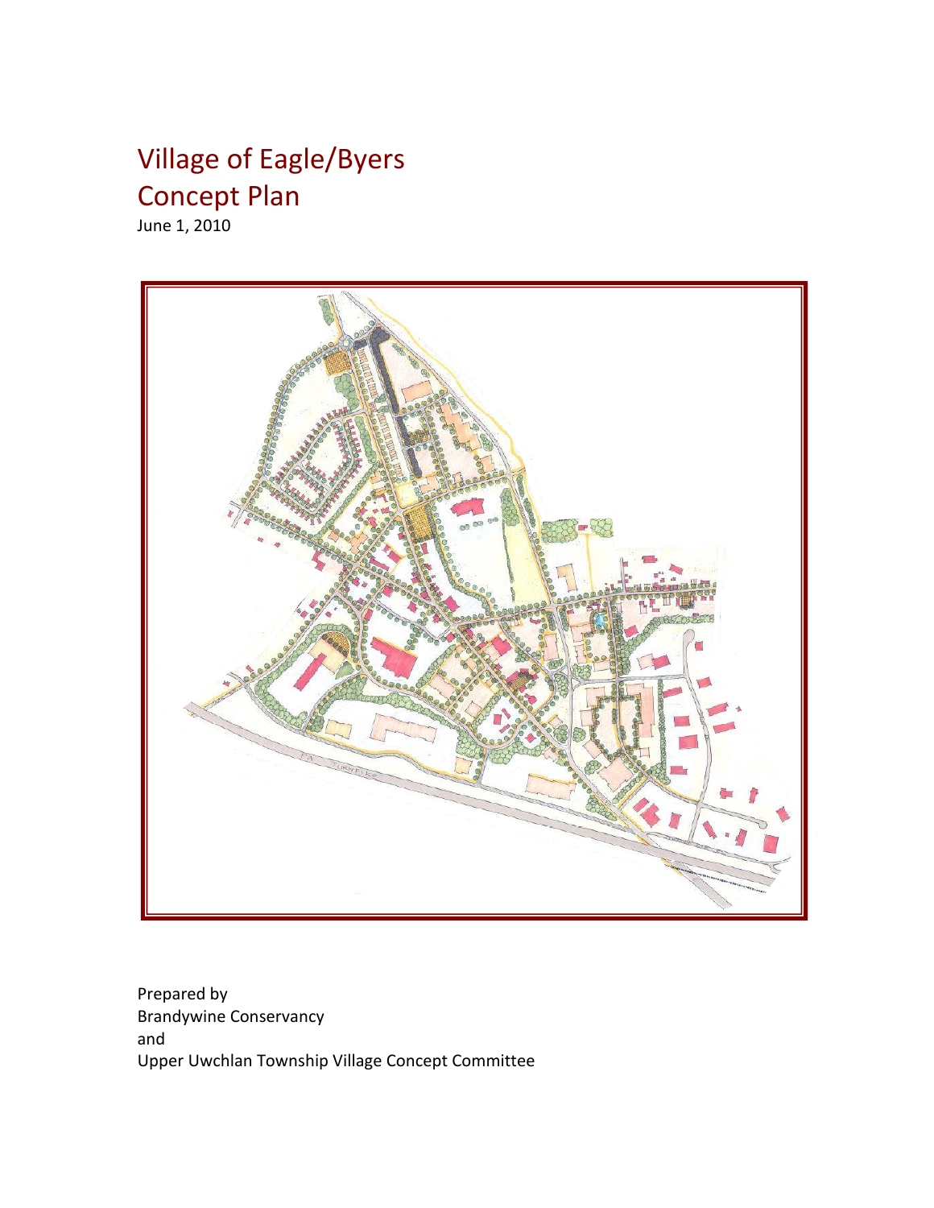# Village of Eagle/Byers
# Concept Plan

June 1, 2010

Prepared by
Brandywine Conservancy
and
Upper Uwchlan Township Village Concept Committee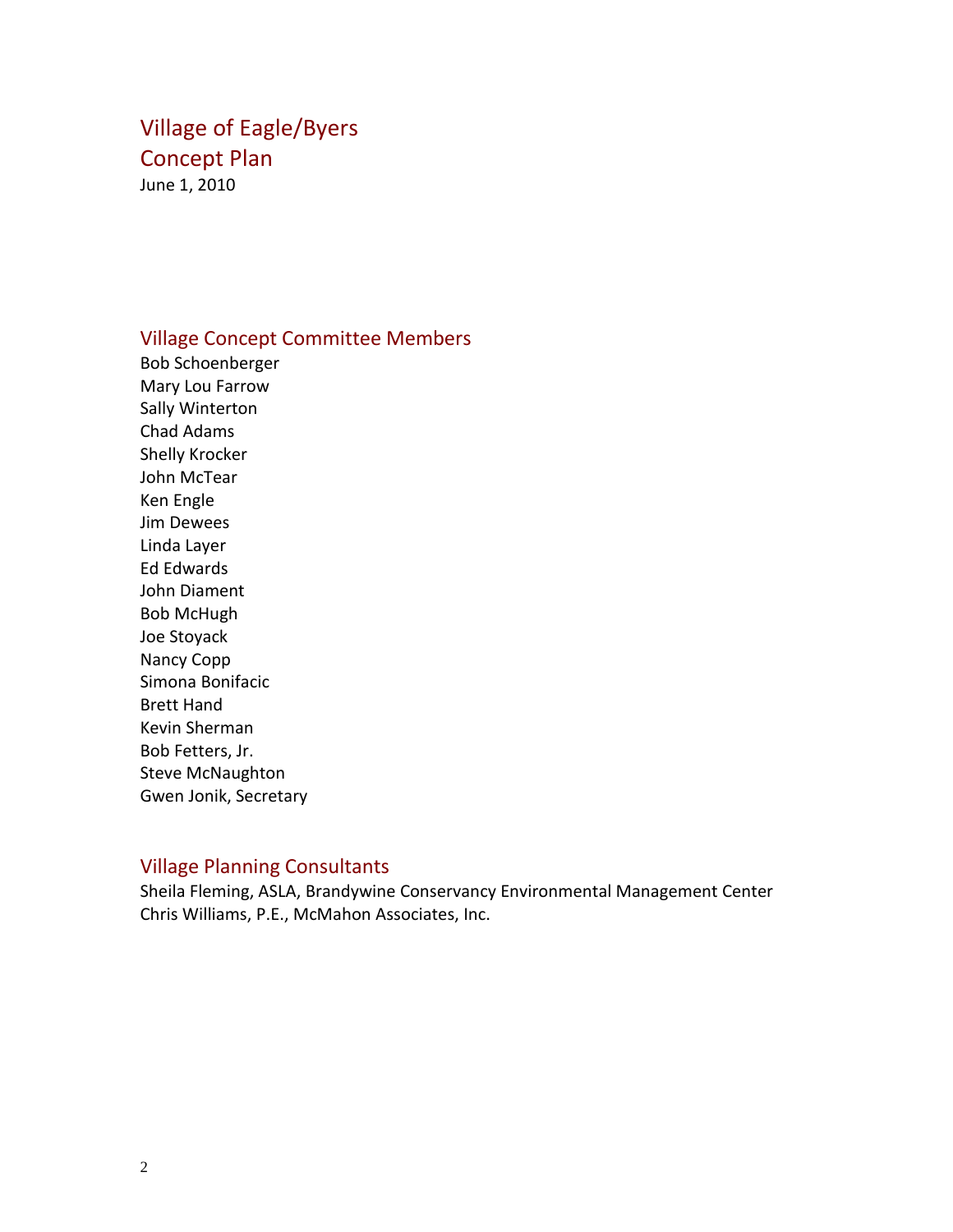# Village of Eagle/Byers
# Concept Plan

June 1, 2010

## Village Concept Committee Members

Bob Schoenberger
Mary Lou Farrow
Sally Winterton
Chad Adams
Shelly Krocker
John McTear
Ken Engle
Jim Dewees
Linda Layer
Ed Edwards
John Diament
Bob McHugh
Joe Stoyack
Nancy Copp
Simona Bonifacic
Brett Hand
Kevin Sherman
Bob Fetters, Jr.
Steve McNaughton
Gwen Jonik, Secretary

## Village Planning Consultants

Sheila Fleming, ASLA, Brandywine Conservancy Environmental Management Center
Chris Williams, P.E., McMahon Associates, Inc.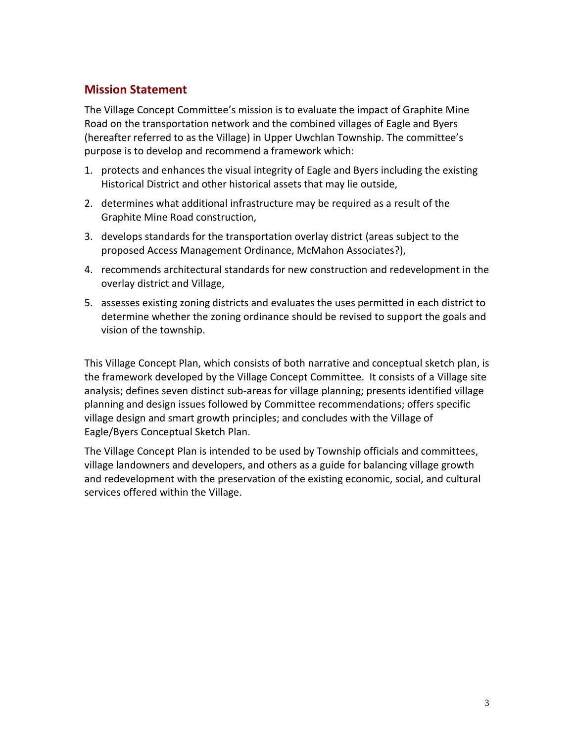## Mission Statement

The Village Concept Committee's mission is to evaluate the impact of Graphite Mine Road on the transportation network and the combined villages of Eagle and Byers (hereafter referred to as the Village) in Upper Uwchlan Township. The committee's purpose is to develop and recommend a framework which:

1. protects and enhances the visual integrity of Eagle and Byers including the existing Historical District and other historical assets that may lie outside,
2. determines what additional infrastructure may be required as a result of the Graphite Mine Road construction,
3. develops standards for the transportation overlay district (areas subject to the proposed Access Management Ordinance, McMahon Associates?),
4. recommends architectural standards for new construction and redevelopment in the overlay district and Village,
5. assesses existing zoning districts and evaluates the uses permitted in each district to determine whether the zoning ordinance should be revised to support the goals and vision of the township.

This Village Concept Plan, which consists of both narrative and conceptual sketch plan, is the framework developed by the Village Concept Committee. It consists of a Village site analysis; defines seven distinct sub-areas for village planning; presents identified village planning and design issues followed by Committee recommendations; offers specific village design and smart growth principles; and concludes with the Village of Eagle/Byers Conceptual Sketch Plan.

The Village Concept Plan is intended to be used by Township officials and committees, village landowners and developers, and others as a guide for balancing village growth and redevelopment with the preservation of the existing economic, social, and cultural services offered within the Village.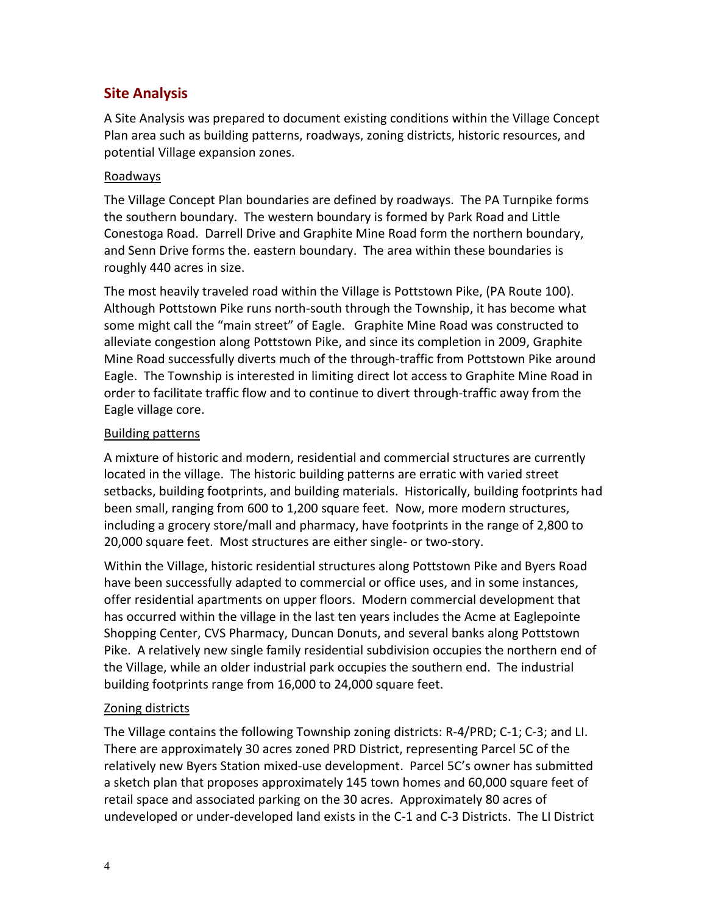## Site Analysis

A Site Analysis was prepared to document existing conditions within the Village Concept Plan area such as building patterns, roadways, zoning districts, historic resources, and potential Village expansion zones.

### Roadways

The Village Concept Plan boundaries are defined by roadways. The PA Turnpike forms the southern boundary. The western boundary is formed by Park Road and Little Conestoga Road. Darrell Drive and Graphite Mine Road form the northern boundary, and Senn Drive forms the. eastern boundary. The area within these boundaries is roughly 440 acres in size.

The most heavily traveled road within the Village is Pottstown Pike, (PA Route 100). Although Pottstown Pike runs north-south through the Township, it has become what some might call the "main street" of Eagle. Graphite Mine Road was constructed to alleviate congestion along Pottstown Pike, and since its completion in 2009, Graphite Mine Road successfully diverts much of the through-traffic from Pottstown Pike around Eagle. The Township is interested in limiting direct lot access to Graphite Mine Road in order to facilitate traffic flow and to continue to divert through-traffic away from the Eagle village core.

### Building patterns

A mixture of historic and modern, residential and commercial structures are currently located in the village. The historic building patterns are erratic with varied street setbacks, building footprints, and building materials. Historically, building footprints had been small, ranging from 600 to 1,200 square feet. Now, more modern structures, including a grocery store/mall and pharmacy, have footprints in the range of 2,800 to 20,000 square feet. Most structures are either single- or two-story.

Within the Village, historic residential structures along Pottstown Pike and Byers Road have been successfully adapted to commercial or office uses, and in some instances, offer residential apartments on upper floors. Modern commercial development that has occurred within the village in the last ten years includes the Acme at Eaglepointe Shopping Center, CVS Pharmacy, Duncan Donuts, and several banks along Pottstown Pike. A relatively new single family residential subdivision occupies the northern end of the Village, while an older industrial park occupies the southern end. The industrial building footprints range from 16,000 to 24,000 square feet.

### Zoning districts

The Village contains the following Township zoning districts: R-4/PRD; C-1; C-3; and LI. There are approximately 30 acres zoned PRD District, representing Parcel 5C of the relatively new Byers Station mixed-use development. Parcel 5C's owner has submitted a sketch plan that proposes approximately 145 town homes and 60,000 square feet of retail space and associated parking on the 30 acres. Approximately 80 acres of undeveloped or under-developed land exists in the C-1 and C-3 Districts. The LI District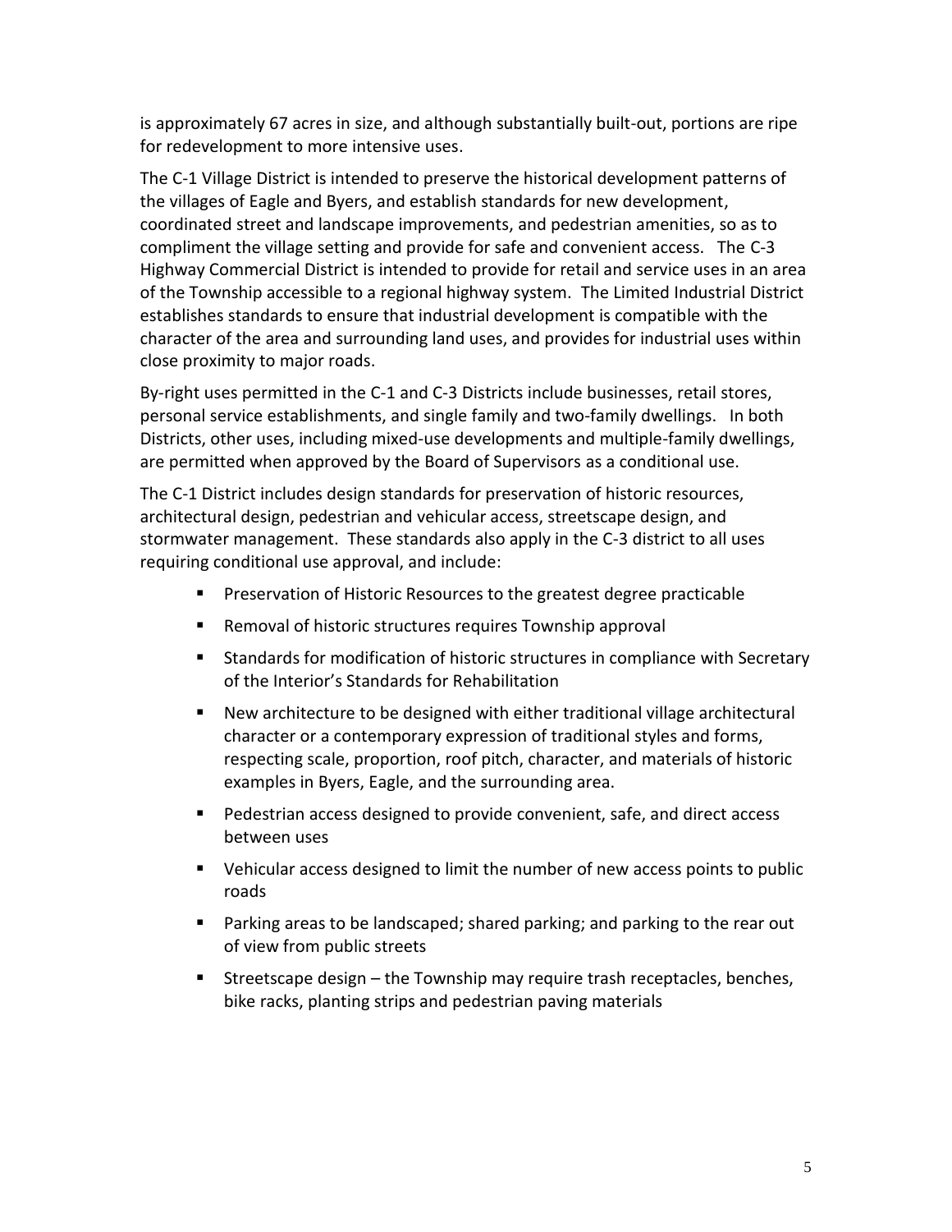is approximately 67 acres in size, and although substantially built-out, portions are ripe for redevelopment to more intensive uses.

The C-1 Village District is intended to preserve the historical development patterns of the villages of Eagle and Byers, and establish standards for new development, coordinated street and landscape improvements, and pedestrian amenities, so as to compliment the village setting and provide for safe and convenient access. The C-3 Highway Commercial District is intended to provide for retail and service uses in an area of the Township accessible to a regional highway system. The Limited Industrial District establishes standards to ensure that industrial development is compatible with the character of the area and surrounding land uses, and provides for industrial uses within close proximity to major roads.

By-right uses permitted in the C-1 and C-3 Districts include businesses, retail stores, personal service establishments, and single family and two-family dwellings. In both Districts, other uses, including mixed-use developments and multiple-family dwellings, are permitted when approved by the Board of Supervisors as a conditional use.

The C-1 District includes design standards for preservation of historic resources, architectural design, pedestrian and vehicular access, streetscape design, and stormwater management. These standards also apply in the C-3 district to all uses requiring conditional use approval, and include:

- Preservation of Historic Resources to the greatest degree practicable
- Removal of historic structures requires Township approval
- Standards for modification of historic structures in compliance with Secretary of the Interior's Standards for Rehabilitation
- New architecture to be designed with either traditional village architectural character or a contemporary expression of traditional styles and forms, respecting scale, proportion, roof pitch, character, and materials of historic examples in Byers, Eagle, and the surrounding area.
- Pedestrian access designed to provide convenient, safe, and direct access between uses
- Vehicular access designed to limit the number of new access points to public roads
- Parking areas to be landscaped; shared parking; and parking to the rear out of view from public streets
- Streetscape design – the Township may require trash receptacles, benches, bike racks, planting strips and pedestrian paving materials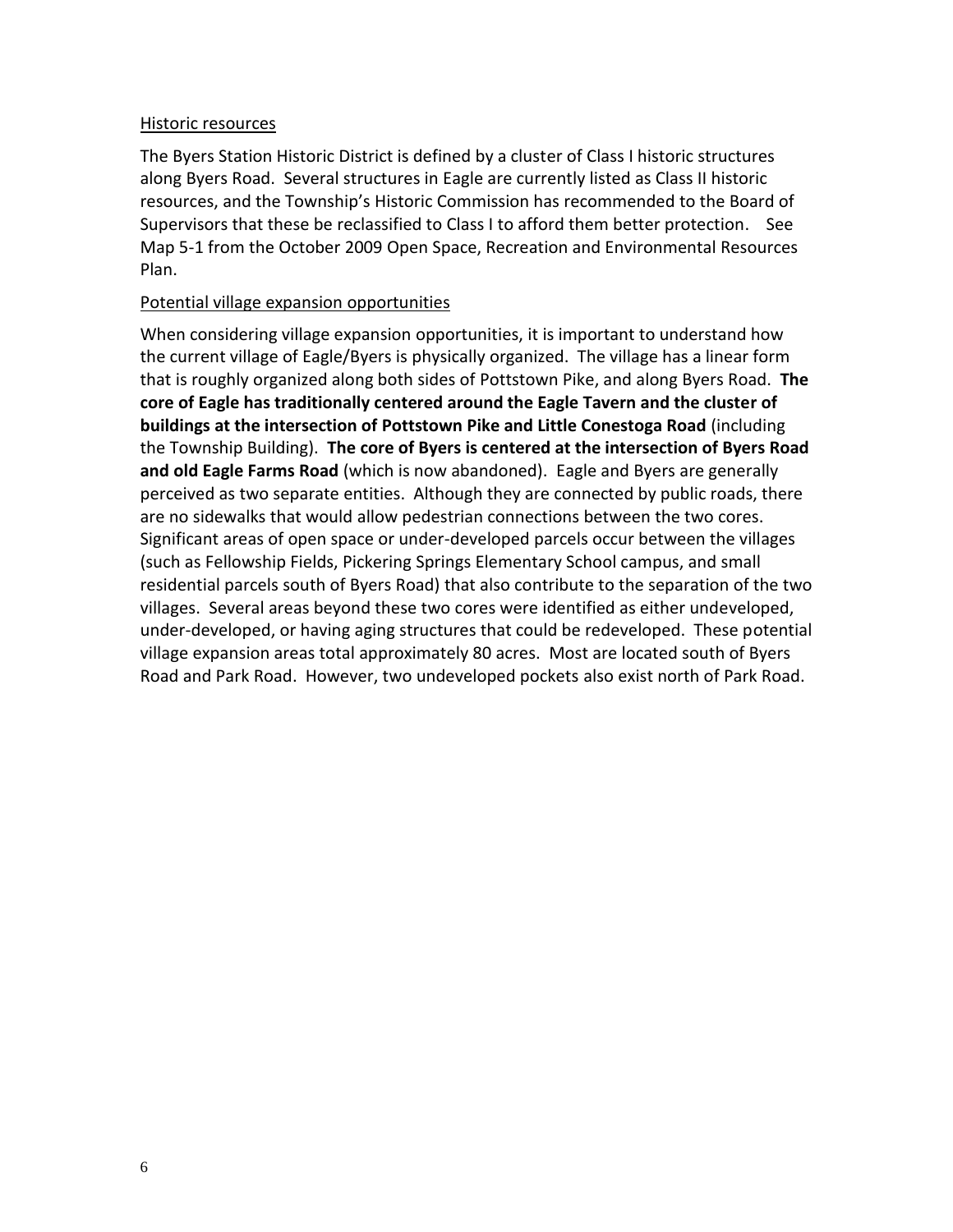<u>Historic resources</u>

The Byers Station Historic District is defined by a cluster of Class I historic structures along Byers Road. Several structures in Eagle are currently listed as Class II historic resources, and the Township's Historic Commission has recommended to the Board of Supervisors that these be reclassified to Class I to afford them better protection. See Map 5-1 from the October 2009 Open Space, Recreation and Environmental Resources Plan.

<u>Potential village expansion opportunities</u>

When considering village expansion opportunities, it is important to understand how the current village of Eagle/Byers is physically organized. The village has a linear form that is roughly organized along both sides of Pottstown Pike, and along Byers Road. **The core of Eagle has traditionally centered around the Eagle Tavern and the cluster of buildings at the intersection of Pottstown Pike and Little Conestoga Road** (including the Township Building). **The core of Byers is centered at the intersection of Byers Road and old Eagle Farms Road** (which is now abandoned). Eagle and Byers are generally perceived as two separate entities. Although they are connected by public roads, there are no sidewalks that would allow pedestrian connections between the two cores. Significant areas of open space or under-developed parcels occur between the villages (such as Fellowship Fields, Pickering Springs Elementary School campus, and small residential parcels south of Byers Road) that also contribute to the separation of the two villages. Several areas beyond these two cores were identified as either undeveloped, under-developed, or having aging structures that could be redeveloped. These potential village expansion areas total approximately 80 acres. Most are located south of Byers Road and Park Road. However, two undeveloped pockets also exist north of Park Road.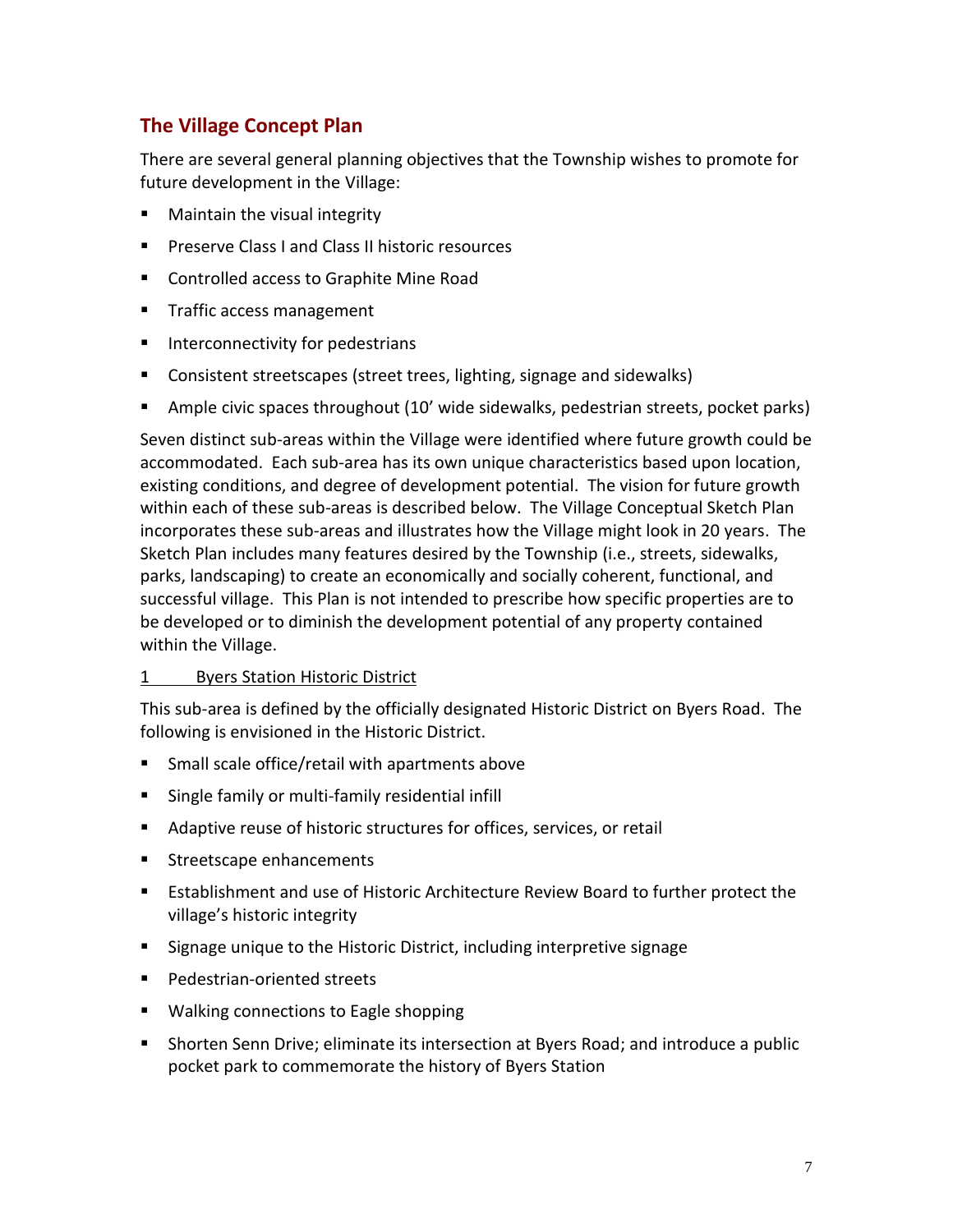## The Village Concept Plan

There are several general planning objectives that the Township wishes to promote for future development in the Village:

- Maintain the visual integrity
- Preserve Class I and Class II historic resources
- Controlled access to Graphite Mine Road
- Traffic access management
- Interconnectivity for pedestrians
- Consistent streetscapes (street trees, lighting, signage and sidewalks)
- Ample civic spaces throughout (10' wide sidewalks, pedestrian streets, pocket parks)

Seven distinct sub-areas within the Village were identified where future growth could be accommodated. Each sub-area has its own unique characteristics based upon location, existing conditions, and degree of development potential. The vision for future growth within each of these sub-areas is described below. The Village Conceptual Sketch Plan incorporates these sub-areas and illustrates how the Village might look in 20 years. The Sketch Plan includes many features desired by the Township (i.e., streets, sidewalks, parks, landscaping) to create an economically and socially coherent, functional, and successful village. This Plan is not intended to prescribe how specific properties are to be developed or to diminish the development potential of any property contained within the Village.

<u>1 Byers Station Historic District</u>

This sub-area is defined by the officially designated Historic District on Byers Road. The following is envisioned in the Historic District.

- Small scale office/retail with apartments above
- Single family or multi-family residential infill
- Adaptive reuse of historic structures for offices, services, or retail
- Streetscape enhancements
- Establishment and use of Historic Architecture Review Board to further protect the village's historic integrity
- Signage unique to the Historic District, including interpretive signage
- Pedestrian-oriented streets
- Walking connections to Eagle shopping
- Shorten Senn Drive; eliminate its intersection at Byers Road; and introduce a public pocket park to commemorate the history of Byers Station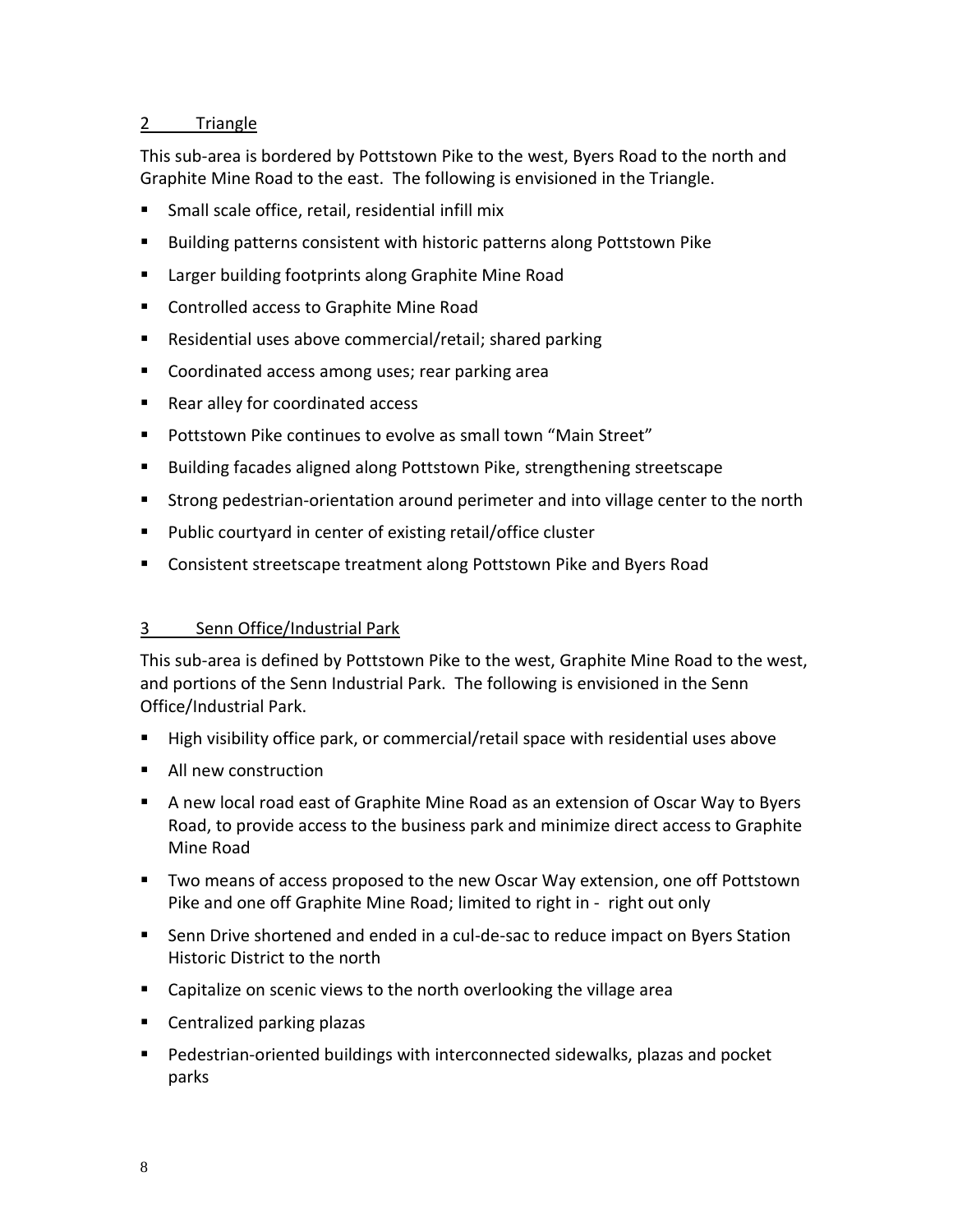## 2 Triangle

This sub-area is bordered by Pottstown Pike to the west, Byers Road to the north and Graphite Mine Road to the east. The following is envisioned in the Triangle.

- Small scale office, retail, residential infill mix
- Building patterns consistent with historic patterns along Pottstown Pike
- Larger building footprints along Graphite Mine Road
- Controlled access to Graphite Mine Road
- Residential uses above commercial/retail; shared parking
- Coordinated access among uses; rear parking area
- Rear alley for coordinated access
- Pottstown Pike continues to evolve as small town "Main Street"
- Building facades aligned along Pottstown Pike, strengthening streetscape
- Strong pedestrian-orientation around perimeter and into village center to the north
- Public courtyard in center of existing retail/office cluster
- Consistent streetscape treatment along Pottstown Pike and Byers Road

## 3 Senn Office/Industrial Park

This sub-area is defined by Pottstown Pike to the west, Graphite Mine Road to the west, and portions of the Senn Industrial Park. The following is envisioned in the Senn Office/Industrial Park.

- High visibility office park, or commercial/retail space with residential uses above
- All new construction
- A new local road east of Graphite Mine Road as an extension of Oscar Way to Byers Road, to provide access to the business park and minimize direct access to Graphite Mine Road
- Two means of access proposed to the new Oscar Way extension, one off Pottstown Pike and one off Graphite Mine Road; limited to right in - right out only
- Senn Drive shortened and ended in a cul-de-sac to reduce impact on Byers Station Historic District to the north
- Capitalize on scenic views to the north overlooking the village area
- Centralized parking plazas
- Pedestrian-oriented buildings with interconnected sidewalks, plazas and pocket parks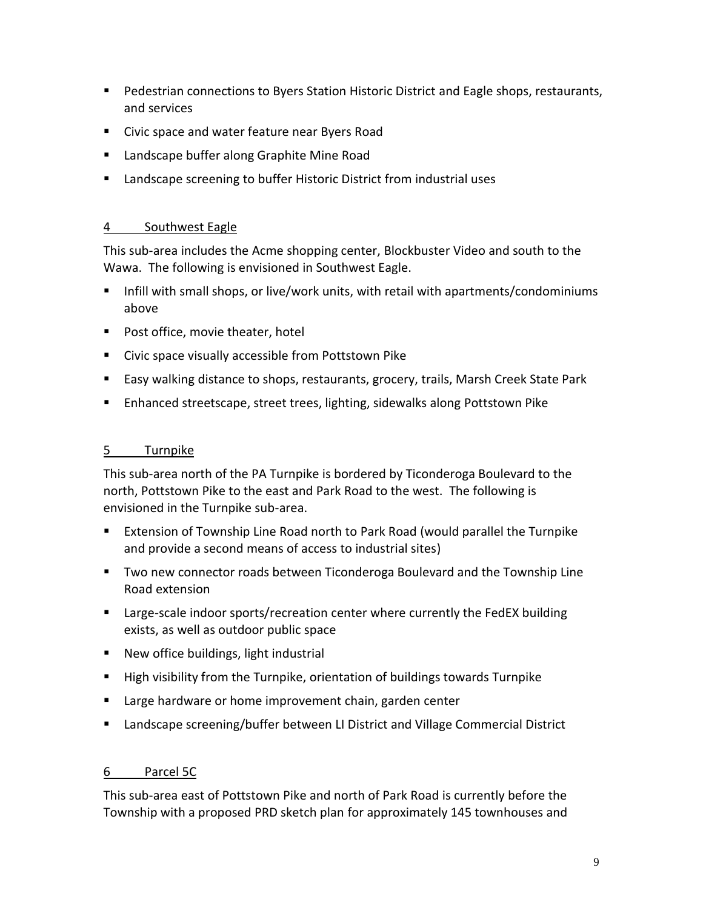- Pedestrian connections to Byers Station Historic District and Eagle shops, restaurants, and services
- Civic space and water feature near Byers Road
- Landscape buffer along Graphite Mine Road
- Landscape screening to buffer Historic District from industrial uses

## 4 Southwest Eagle

This sub-area includes the Acme shopping center, Blockbuster Video and south to the Wawa. The following is envisioned in Southwest Eagle.

- Infill with small shops, or live/work units, with retail with apartments/condominiums above
- Post office, movie theater, hotel
- Civic space visually accessible from Pottstown Pike
- Easy walking distance to shops, restaurants, grocery, trails, Marsh Creek State Park
- Enhanced streetscape, street trees, lighting, sidewalks along Pottstown Pike

## 5 Turnpike

This sub-area north of the PA Turnpike is bordered by Ticonderoga Boulevard to the north, Pottstown Pike to the east and Park Road to the west. The following is envisioned in the Turnpike sub-area.

- Extension of Township Line Road north to Park Road (would parallel the Turnpike and provide a second means of access to industrial sites)
- Two new connector roads between Ticonderoga Boulevard and the Township Line Road extension
- Large-scale indoor sports/recreation center where currently the FedEX building exists, as well as outdoor public space
- New office buildings, light industrial
- High visibility from the Turnpike, orientation of buildings towards Turnpike
- Large hardware or home improvement chain, garden center
- Landscape screening/buffer between LI District and Village Commercial District

## 6 Parcel 5C

This sub-area east of Pottstown Pike and north of Park Road is currently before the Township with a proposed PRD sketch plan for approximately 145 townhouses and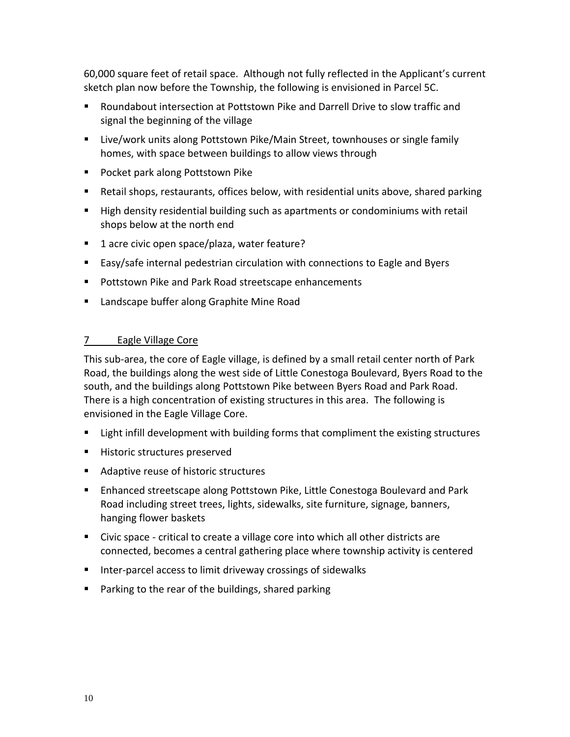60,000 square feet of retail space. Although not fully reflected in the Applicant's current sketch plan now before the Township, the following is envisioned in Parcel 5C.

- Roundabout intersection at Pottstown Pike and Darrell Drive to slow traffic and signal the beginning of the village
- Live/work units along Pottstown Pike/Main Street, townhouses or single family homes, with space between buildings to allow views through
- Pocket park along Pottstown Pike
- Retail shops, restaurants, offices below, with residential units above, shared parking
- High density residential building such as apartments or condominiums with retail shops below at the north end
- 1 acre civic open space/plaza, water feature?
- Easy/safe internal pedestrian circulation with connections to Eagle and Byers
- Pottstown Pike and Park Road streetscape enhancements
- Landscape buffer along Graphite Mine Road

## 7 Eagle Village Core

This sub-area, the core of Eagle village, is defined by a small retail center north of Park Road, the buildings along the west side of Little Conestoga Boulevard, Byers Road to the south, and the buildings along Pottstown Pike between Byers Road and Park Road. There is a high concentration of existing structures in this area. The following is envisioned in the Eagle Village Core.

- Light infill development with building forms that compliment the existing structures
- Historic structures preserved
- Adaptive reuse of historic structures
- Enhanced streetscape along Pottstown Pike, Little Conestoga Boulevard and Park Road including street trees, lights, sidewalks, site furniture, signage, banners, hanging flower baskets
- Civic space - critical to create a village core into which all other districts are connected, becomes a central gathering place where township activity is centered
- Inter-parcel access to limit driveway crossings of sidewalks
- Parking to the rear of the buildings, shared parking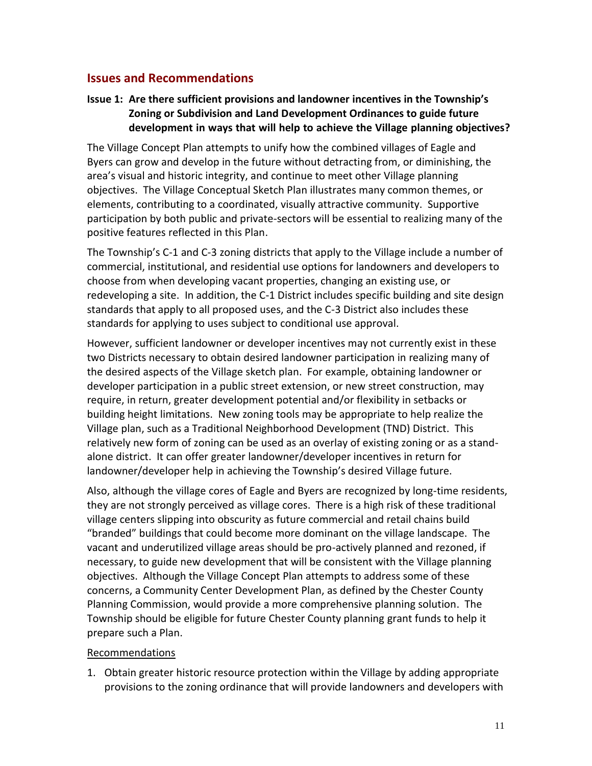## Issues and Recommendations

### Issue 1: Are there sufficient provisions and landowner incentives in the Township's Zoning or Subdivision and Land Development Ordinances to guide future development in ways that will help to achieve the Village planning objectives?

The Village Concept Plan attempts to unify how the combined villages of Eagle and Byers can grow and develop in the future without detracting from, or diminishing, the area's visual and historic integrity, and continue to meet other Village planning objectives. The Village Conceptual Sketch Plan illustrates many common themes, or elements, contributing to a coordinated, visually attractive community. Supportive participation by both public and private-sectors will be essential to realizing many of the positive features reflected in this Plan.

The Township's C-1 and C-3 zoning districts that apply to the Village include a number of commercial, institutional, and residential use options for landowners and developers to choose from when developing vacant properties, changing an existing use, or redeveloping a site. In addition, the C-1 District includes specific building and site design standards that apply to all proposed uses, and the C-3 District also includes these standards for applying to uses subject to conditional use approval.

However, sufficient landowner or developer incentives may not currently exist in these two Districts necessary to obtain desired landowner participation in realizing many of the desired aspects of the Village sketch plan. For example, obtaining landowner or developer participation in a public street extension, or new street construction, may require, in return, greater development potential and/or flexibility in setbacks or building height limitations. New zoning tools may be appropriate to help realize the Village plan, such as a Traditional Neighborhood Development (TND) District. This relatively new form of zoning can be used as an overlay of existing zoning or as a stand-alone district. It can offer greater landowner/developer incentives in return for landowner/developer help in achieving the Township's desired Village future.

Also, although the village cores of Eagle and Byers are recognized by long-time residents, they are not strongly perceived as village cores. There is a high risk of these traditional village centers slipping into obscurity as future commercial and retail chains build "branded" buildings that could become more dominant on the village landscape. The vacant and underutilized village areas should be pro-actively planned and rezoned, if necessary, to guide new development that will be consistent with the Village planning objectives. Although the Village Concept Plan attempts to address some of these concerns, a Community Center Development Plan, as defined by the Chester County Planning Commission, would provide a more comprehensive planning solution. The Township should be eligible for future Chester County planning grant funds to help it prepare such a Plan.

Recommendations

1. Obtain greater historic resource protection within the Village by adding appropriate provisions to the zoning ordinance that will provide landowners and developers with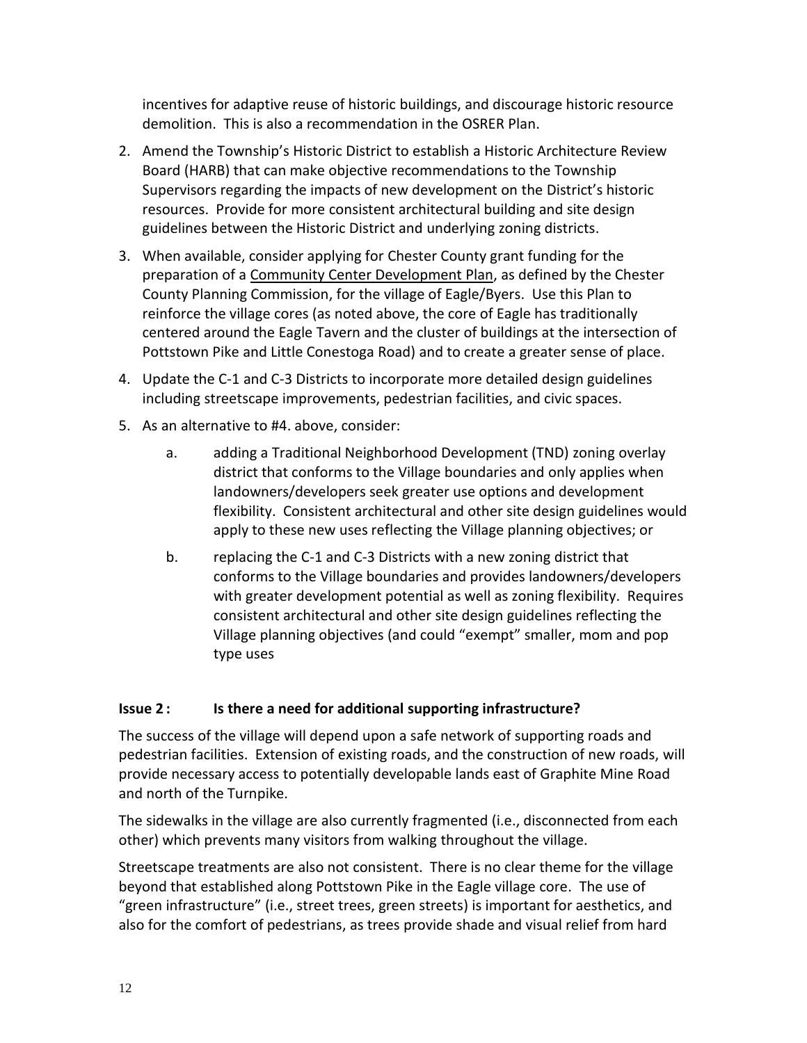incentives for adaptive reuse of historic buildings, and discourage historic resource demolition. This is also a recommendation in the OSRER Plan.

2. Amend the Township's Historic District to establish a Historic Architecture Review Board (HARB) that can make objective recommendations to the Township Supervisors regarding the impacts of new development on the District's historic resources. Provide for more consistent architectural building and site design guidelines between the Historic District and underlying zoning districts.
3. When available, consider applying for Chester County grant funding for the preparation of a Community Center Development Plan, as defined by the Chester County Planning Commission, for the village of Eagle/Byers. Use this Plan to reinforce the village cores (as noted above, the core of Eagle has traditionally centered around the Eagle Tavern and the cluster of buildings at the intersection of Pottstown Pike and Little Conestoga Road) and to create a greater sense of place.
4. Update the C-1 and C-3 Districts to incorporate more detailed design guidelines including streetscape improvements, pedestrian facilities, and civic spaces.
5. As an alternative to #4. above, consider:
   a. adding a Traditional Neighborhood Development (TND) zoning overlay district that conforms to the Village boundaries and only applies when landowners/developers seek greater use options and development flexibility. Consistent architectural and other site design guidelines would apply to these new uses reflecting the Village planning objectives; or
   b. replacing the C-1 and C-3 Districts with a new zoning district that conforms to the Village boundaries and provides landowners/developers with greater development potential as well as zoning flexibility. Requires consistent architectural and other site design guidelines reflecting the Village planning objectives (and could "exempt" smaller, mom and pop type uses

**Issue 2 : Is there a need for additional supporting infrastructure?**

The success of the village will depend upon a safe network of supporting roads and pedestrian facilities. Extension of existing roads, and the construction of new roads, will provide necessary access to potentially developable lands east of Graphite Mine Road and north of the Turnpike.

The sidewalks in the village are also currently fragmented (i.e., disconnected from each other) which prevents many visitors from walking throughout the village.

Streetscape treatments are also not consistent. There is no clear theme for the village beyond that established along Pottstown Pike in the Eagle village core. The use of "green infrastructure" (i.e., street trees, green streets) is important for aesthetics, and also for the comfort of pedestrians, as trees provide shade and visual relief from hard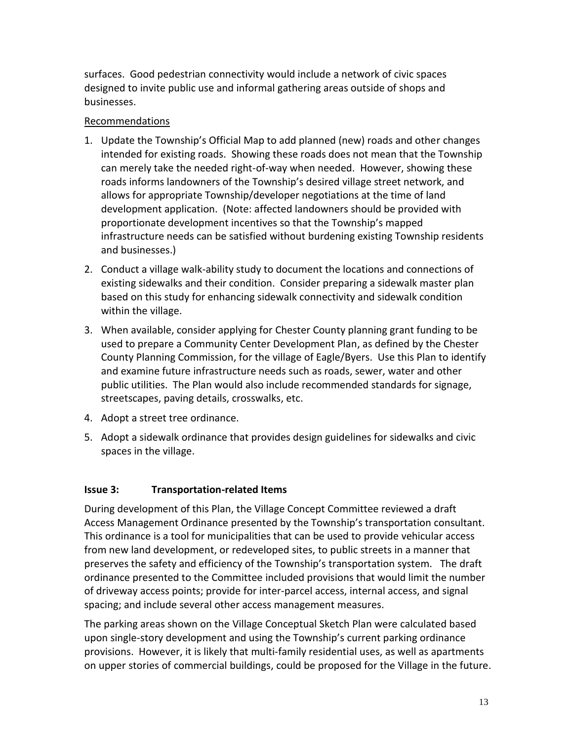surfaces. Good pedestrian connectivity would include a network of civic spaces designed to invite public use and informal gathering areas outside of shops and businesses.

<u>Recommendations</u>

1. Update the Township's Official Map to add planned (new) roads and other changes intended for existing roads. Showing these roads does not mean that the Township can merely take the needed right-of-way when needed. However, showing these roads informs landowners of the Township's desired village street network, and allows for appropriate Township/developer negotiations at the time of land development application. (Note: affected landowners should be provided with proportionate development incentives so that the Township's mapped infrastructure needs can be satisfied without burdening existing Township residents and businesses.)
2. Conduct a village walk-ability study to document the locations and connections of existing sidewalks and their condition. Consider preparing a sidewalk master plan based on this study for enhancing sidewalk connectivity and sidewalk condition within the village.
3. When available, consider applying for Chester County planning grant funding to be used to prepare a Community Center Development Plan, as defined by the Chester County Planning Commission, for the village of Eagle/Byers. Use this Plan to identify and examine future infrastructure needs such as roads, sewer, water and other public utilities. The Plan would also include recommended standards for signage, streetscapes, paving details, crosswalks, etc.
4. Adopt a street tree ordinance.
5. Adopt a sidewalk ordinance that provides design guidelines for sidewalks and civic spaces in the village.

### Issue 3: Transportation-related Items

During development of this Plan, the Village Concept Committee reviewed a draft Access Management Ordinance presented by the Township's transportation consultant. This ordinance is a tool for municipalities that can be used to provide vehicular access from new land development, or redeveloped sites, to public streets in a manner that preserves the safety and efficiency of the Township's transportation system. The draft ordinance presented to the Committee included provisions that would limit the number of driveway access points; provide for inter-parcel access, internal access, and signal spacing; and include several other access management measures.

The parking areas shown on the Village Conceptual Sketch Plan were calculated based upon single-story development and using the Township's current parking ordinance provisions. However, it is likely that multi-family residential uses, as well as apartments on upper stories of commercial buildings, could be proposed for the Village in the future.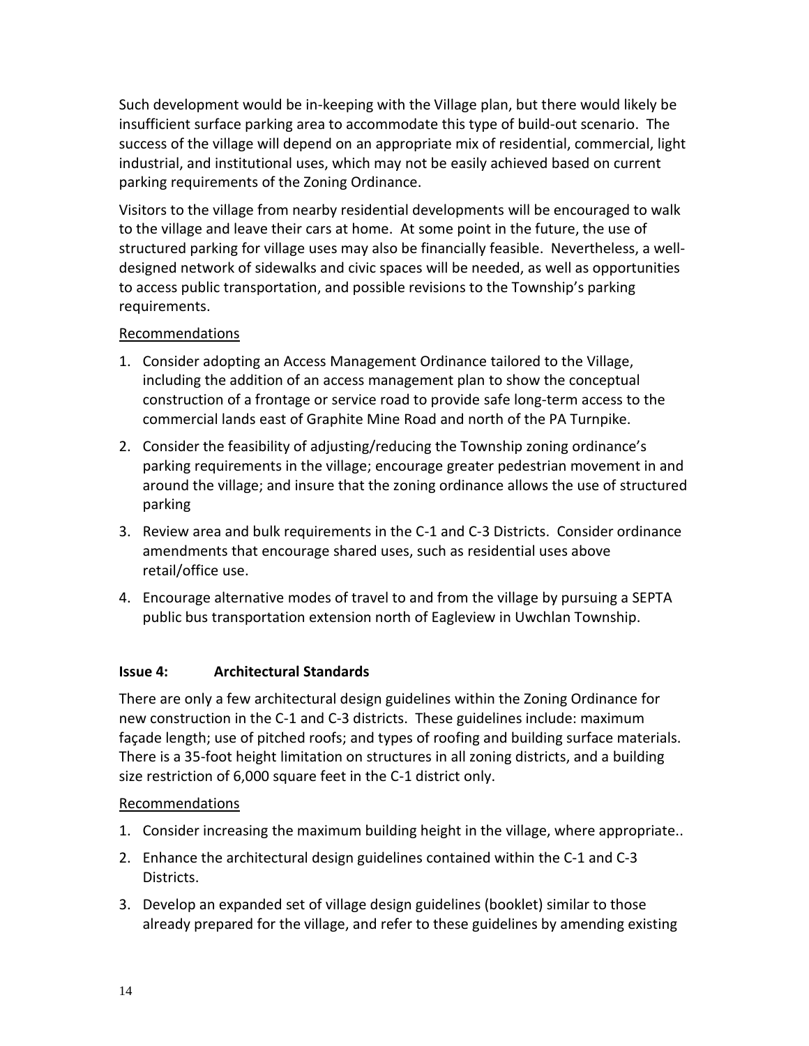Such development would be in-keeping with the Village plan, but there would likely be insufficient surface parking area to accommodate this type of build-out scenario. The success of the village will depend on an appropriate mix of residential, commercial, light industrial, and institutional uses, which may not be easily achieved based on current parking requirements of the Zoning Ordinance.

Visitors to the village from nearby residential developments will be encouraged to walk to the village and leave their cars at home. At some point in the future, the use of structured parking for village uses may also be financially feasible. Nevertheless, a well-designed network of sidewalks and civic spaces will be needed, as well as opportunities to access public transportation, and possible revisions to the Township's parking requirements.

Recommendations

1. Consider adopting an Access Management Ordinance tailored to the Village, including the addition of an access management plan to show the conceptual construction of a frontage or service road to provide safe long-term access to the commercial lands east of Graphite Mine Road and north of the PA Turnpike.
2. Consider the feasibility of adjusting/reducing the Township zoning ordinance's parking requirements in the village; encourage greater pedestrian movement in and around the village; and insure that the zoning ordinance allows the use of structured parking
3. Review area and bulk requirements in the C-1 and C-3 Districts. Consider ordinance amendments that encourage shared uses, such as residential uses above retail/office use.
4. Encourage alternative modes of travel to and from the village by pursuing a SEPTA public bus transportation extension north of Eagleview in Uwchlan Township.

### Issue 4: Architectural Standards

There are only a few architectural design guidelines within the Zoning Ordinance for new construction in the C-1 and C-3 districts. These guidelines include: maximum façade length; use of pitched roofs; and types of roofing and building surface materials. There is a 35-foot height limitation on structures in all zoning districts, and a building size restriction of 6,000 square feet in the C-1 district only.

Recommendations

1. Consider increasing the maximum building height in the village, where appropriate..
2. Enhance the architectural design guidelines contained within the C-1 and C-3 Districts.
3. Develop an expanded set of village design guidelines (booklet) similar to those already prepared for the village, and refer to these guidelines by amending existing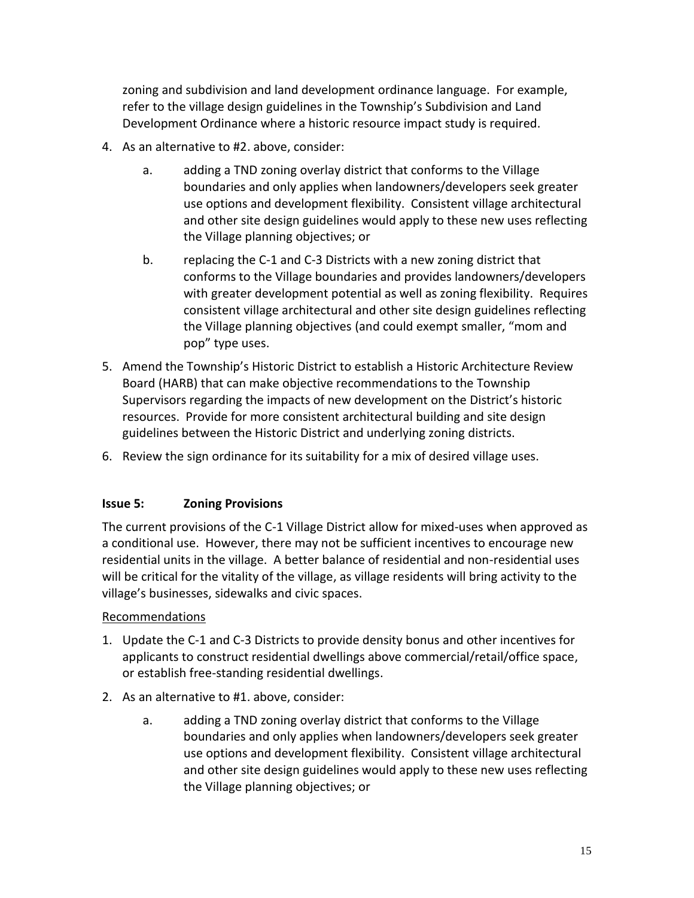zoning and subdivision and land development ordinance language. For example, refer to the village design guidelines in the Township's Subdivision and Land Development Ordinance where a historic resource impact study is required.

4. As an alternative to #2. above, consider:
   a. adding a TND zoning overlay district that conforms to the Village boundaries and only applies when landowners/developers seek greater use options and development flexibility. Consistent village architectural and other site design guidelines would apply to these new uses reflecting the Village planning objectives; or
   b. replacing the C-1 and C-3 Districts with a new zoning district that conforms to the Village boundaries and provides landowners/developers with greater development potential as well as zoning flexibility. Requires consistent village architectural and other site design guidelines reflecting the Village planning objectives (and could exempt smaller, "mom and pop" type uses.
5. Amend the Township's Historic District to establish a Historic Architecture Review Board (HARB) that can make objective recommendations to the Township Supervisors regarding the impacts of new development on the District's historic resources. Provide for more consistent architectural building and site design guidelines between the Historic District and underlying zoning districts.
6. Review the sign ordinance for its suitability for a mix of desired village uses.

### Issue 5: Zoning Provisions

The current provisions of the C-1 Village District allow for mixed-uses when approved as a conditional use. However, there may not be sufficient incentives to encourage new residential units in the village. A better balance of residential and non-residential uses will be critical for the vitality of the village, as village residents will bring activity to the village's businesses, sidewalks and civic spaces.

Recommendations

1. Update the C-1 and C-3 Districts to provide density bonus and other incentives for applicants to construct residential dwellings above commercial/retail/office space, or establish free-standing residential dwellings.
2. As an alternative to #1. above, consider:
   a. adding a TND zoning overlay district that conforms to the Village boundaries and only applies when landowners/developers seek greater use options and development flexibility. Consistent village architectural and other site design guidelines would apply to these new uses reflecting the Village planning objectives; or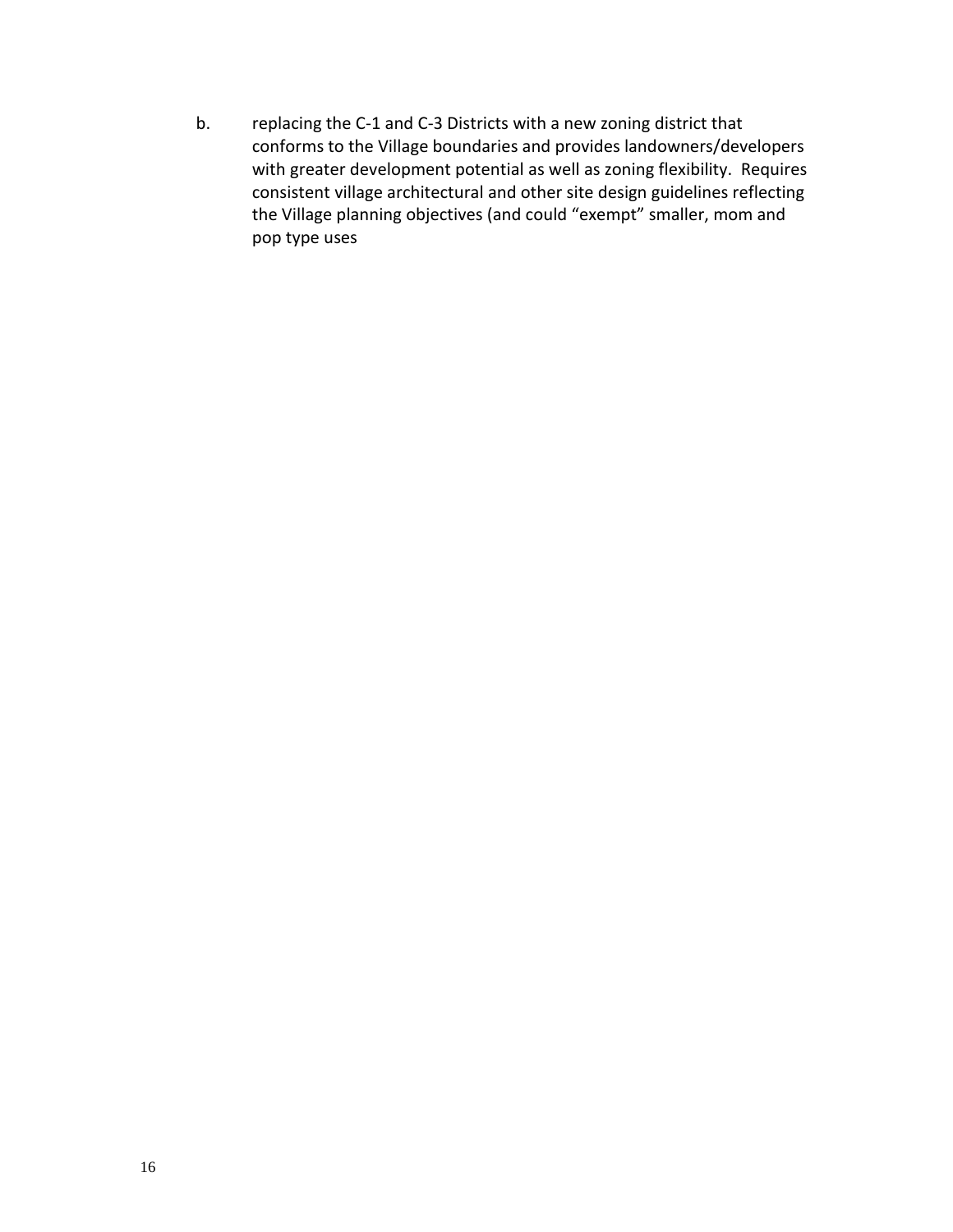b. replacing the C-1 and C-3 Districts with a new zoning district that conforms to the Village boundaries and provides landowners/developers with greater development potential as well as zoning flexibility. Requires consistent village architectural and other site design guidelines reflecting the Village planning objectives (and could "exempt" smaller, mom and pop type uses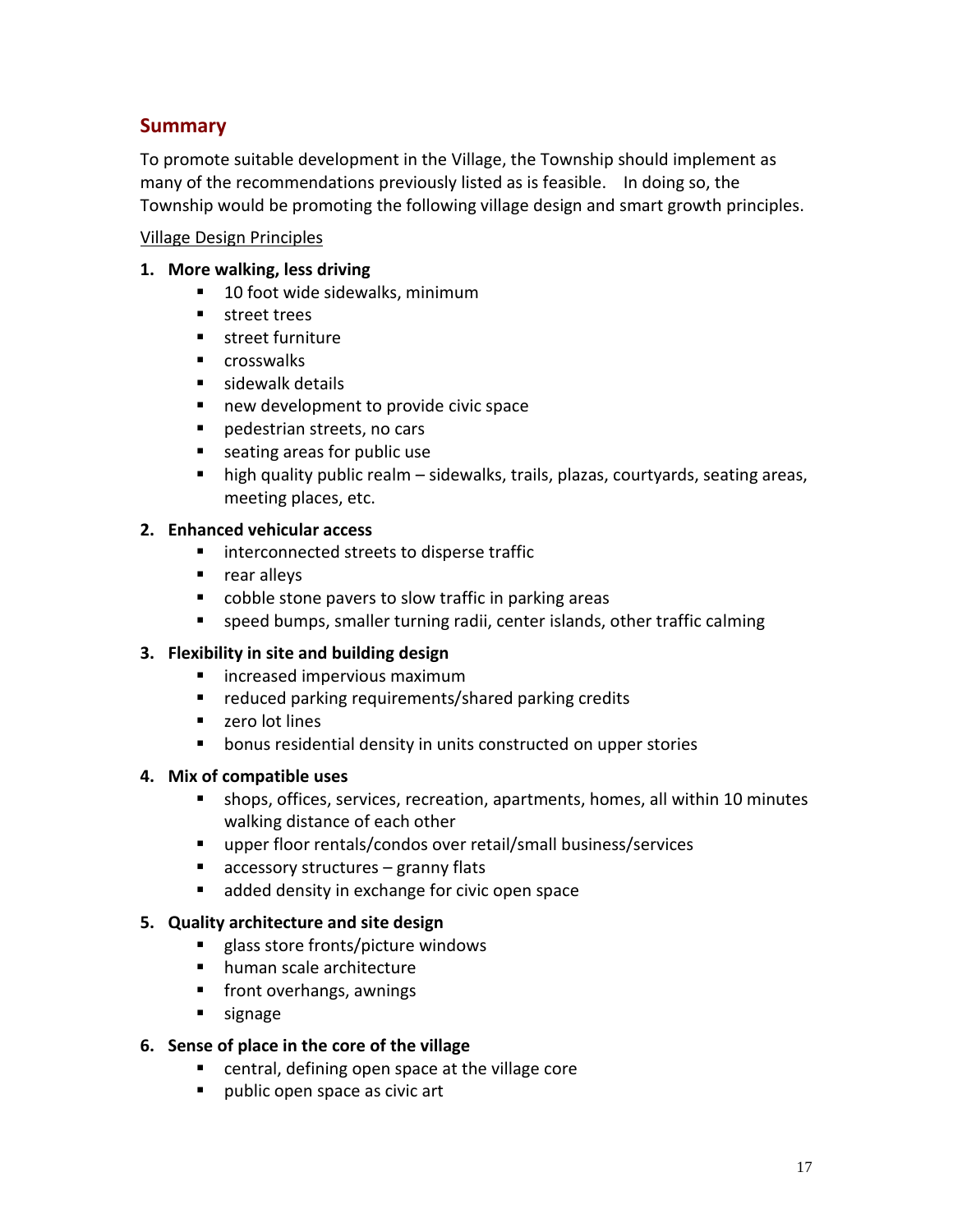## Summary

To promote suitable development in the Village, the Township should implement as many of the recommendations previously listed as is feasible. In doing so, the Township would be promoting the following village design and smart growth principles.

Village Design Principles

1. **More walking, less driving**
   - 10 foot wide sidewalks, minimum
   - street trees
   - street furniture
   - crosswalks
   - sidewalk details
   - new development to provide civic space
   - pedestrian streets, no cars
   - seating areas for public use
   - high quality public realm – sidewalks, trails, plazas, courtyards, seating areas, meeting places, etc.

2. **Enhanced vehicular access**
   - interconnected streets to disperse traffic
   - rear alleys
   - cobble stone pavers to slow traffic in parking areas
   - speed bumps, smaller turning radii, center islands, other traffic calming

3. **Flexibility in site and building design**
   - increased impervious maximum
   - reduced parking requirements/shared parking credits
   - zero lot lines
   - bonus residential density in units constructed on upper stories

4. **Mix of compatible uses**
   - shops, offices, services, recreation, apartments, homes, all within 10 minutes walking distance of each other
   - upper floor rentals/condos over retail/small business/services
   - accessory structures – granny flats
   - added density in exchange for civic open space

5. **Quality architecture and site design**
   - glass store fronts/picture windows
   - human scale architecture
   - front overhangs, awnings
   - signage

6. **Sense of place in the core of the village**
   - central, defining open space at the village core
   - public open space as civic art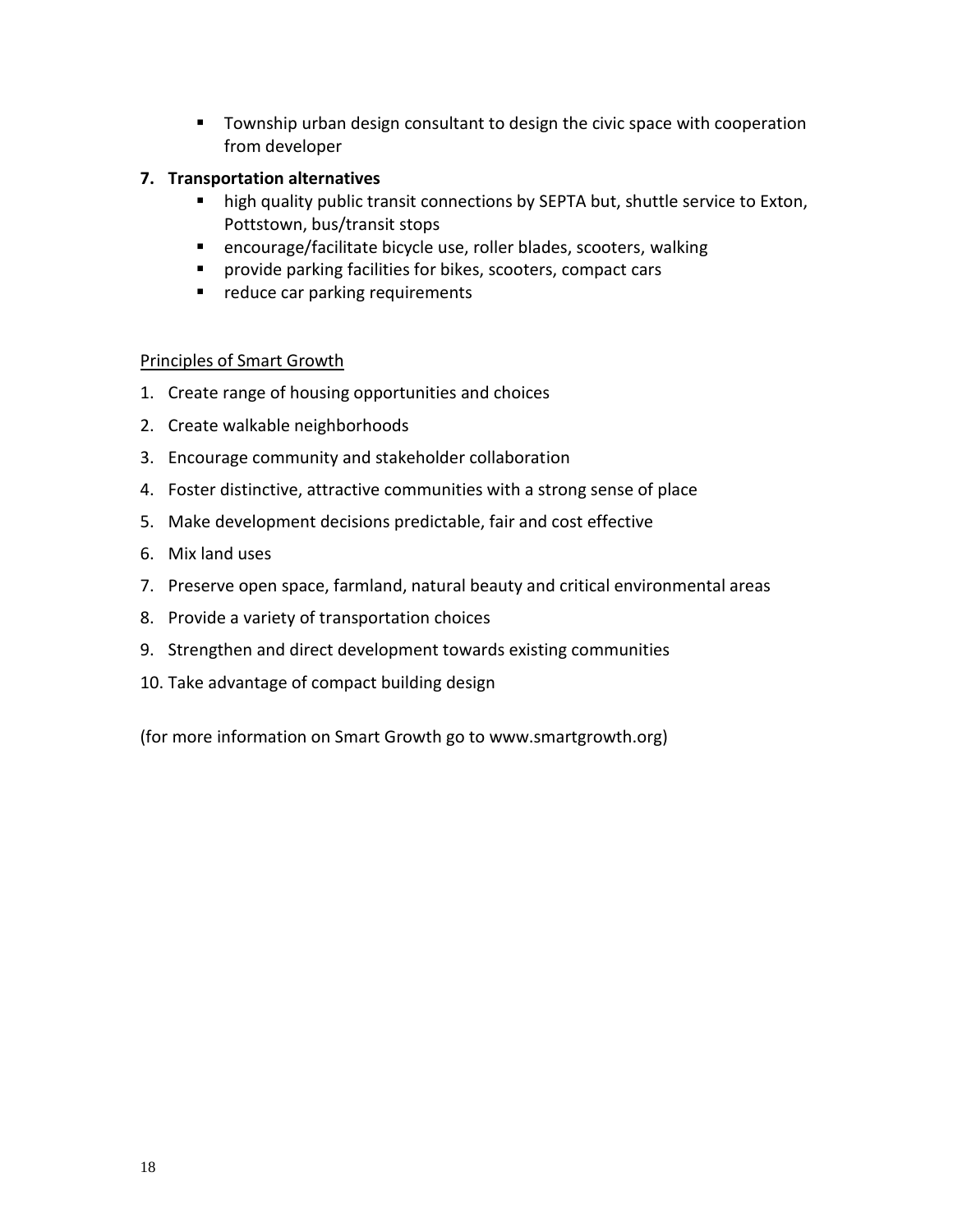- Township urban design consultant to design the civic space with cooperation from developer

**7. Transportation alternatives**

- high quality public transit connections by SEPTA but, shuttle service to Exton, Pottstown, bus/transit stops
- encourage/facilitate bicycle use, roller blades, scooters, walking
- provide parking facilities for bikes, scooters, compact cars
- reduce car parking requirements

<u>Principles of Smart Growth</u>

1. Create range of housing opportunities and choices
2. Create walkable neighborhoods
3. Encourage community and stakeholder collaboration
4. Foster distinctive, attractive communities with a strong sense of place
5. Make development decisions predictable, fair and cost effective
6. Mix land uses
7. Preserve open space, farmland, natural beauty and critical environmental areas
8. Provide a variety of transportation choices
9. Strengthen and direct development towards existing communities
10. Take advantage of compact building design

(for more information on Smart Growth go to www.smartgrowth.org)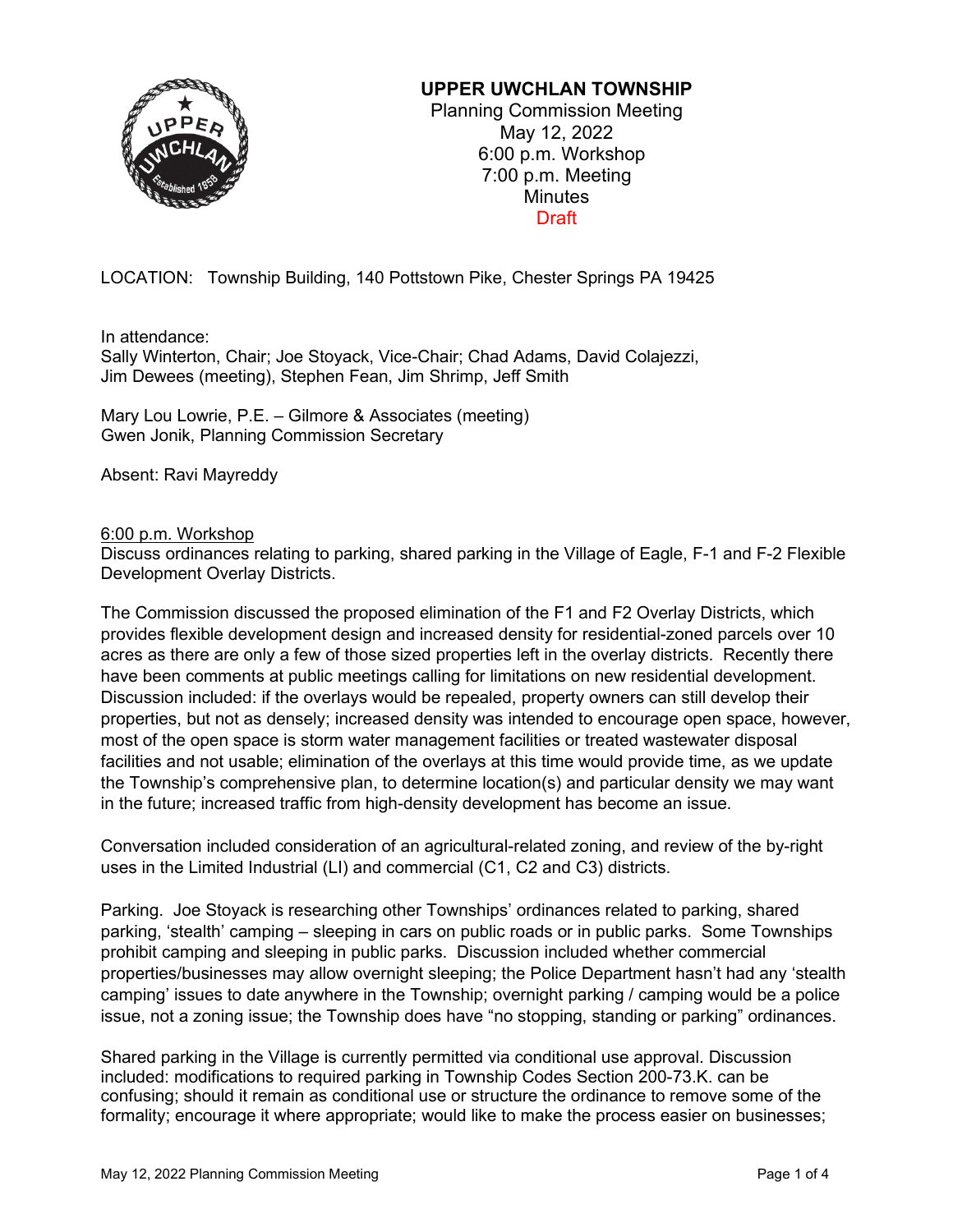# UPPER UWCHLAN TOWNSHIP

Planning Commission Meeting
May 12, 2022
6:00 p.m. Workshop
7:00 p.m. Meeting
Minutes
Draft

LOCATION: Township Building, 140 Pottstown Pike, Chester Springs PA 19425

In attendance:
Sally Winterton, Chair; Joe Stoyack, Vice-Chair; Chad Adams, David Colajezzi, Jim Dewees (meeting), Stephen Fean, Jim Shrimp, Jeff Smith

Mary Lou Lowrie, P.E. – Gilmore & Associates (meeting)
Gwen Jonik, Planning Commission Secretary

Absent: Ravi Mayreddy

6:00 p.m. Workshop

Discuss ordinances relating to parking, shared parking in the Village of Eagle, F-1 and F-2 Flexible Development Overlay Districts.

The Commission discussed the proposed elimination of the F1 and F2 Overlay Districts, which provides flexible development design and increased density for residential-zoned parcels over 10 acres as there are only a few of those sized properties left in the overlay districts. Recently there have been comments at public meetings calling for limitations on new residential development. Discussion included: if the overlays would be repealed, property owners can still develop their properties, but not as densely; increased density was intended to encourage open space, however, most of the open space is storm water management facilities or treated wastewater disposal facilities and not usable; elimination of the overlays at this time would provide time, as we update the Township's comprehensive plan, to determine location(s) and particular density we may want in the future; increased traffic from high-density development has become an issue.

Conversation included consideration of an agricultural-related zoning, and review of the by-right uses in the Limited Industrial (LI) and commercial (C1, C2 and C3) districts.

Parking. Joe Stoyack is researching other Townships' ordinances related to parking, shared parking, 'stealth' camping – sleeping in cars on public roads or in public parks. Some Townships prohibit camping and sleeping in public parks. Discussion included whether commercial properties/businesses may allow overnight sleeping; the Police Department hasn't had any 'stealth camping' issues to date anywhere in the Township; overnight parking / camping would be a police issue, not a zoning issue; the Township does have "no stopping, standing or parking" ordinances.

Shared parking in the Village is currently permitted via conditional use approval. Discussion included: modifications to required parking in Township Codes Section 200-73.K. can be confusing; should it remain as conditional use or structure the ordinance to remove some of the formality; encourage it where appropriate; would like to make the process easier on businesses;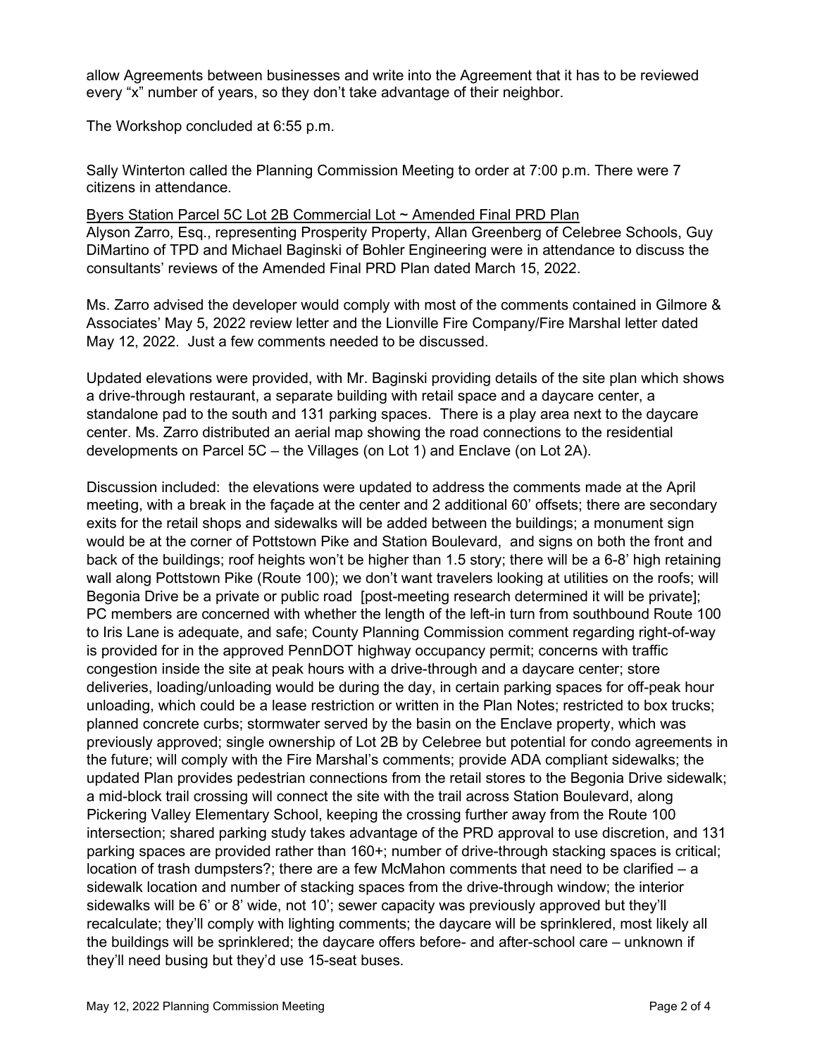allow Agreements between businesses and write into the Agreement that it has to be reviewed every “x” number of years, so they don’t take advantage of their neighbor.

The Workshop concluded at 6:55 p.m.

Sally Winterton called the Planning Commission Meeting to order at 7:00 p.m. There were 7 citizens in attendance.

Byers Station Parcel 5C Lot 2B Commercial Lot ~ Amended Final PRD Plan

Alyson Zarro, Esq., representing Prosperity Property, Allan Greenberg of Celebree Schools, Guy DiMartino of TPD and Michael Baginski of Bohler Engineering were in attendance to discuss the consultants’ reviews of the Amended Final PRD Plan dated March 15, 2022.

Ms. Zarro advised the developer would comply with most of the comments contained in Gilmore & Associates’ May 5, 2022 review letter and the Lionville Fire Company/Fire Marshal letter dated May 12, 2022. Just a few comments needed to be discussed.

Updated elevations were provided, with Mr. Baginski providing details of the site plan which shows a drive-through restaurant, a separate building with retail space and a daycare center, a standalone pad to the south and 131 parking spaces. There is a play area next to the daycare center. Ms. Zarro distributed an aerial map showing the road connections to the residential developments on Parcel 5C – the Villages (on Lot 1) and Enclave (on Lot 2A).

Discussion included: the elevations were updated to address the comments made at the April meeting, with a break in the façade at the center and 2 additional 60’ offsets; there are secondary exits for the retail shops and sidewalks will be added between the buildings; a monument sign would be at the corner of Pottstown Pike and Station Boulevard, and signs on both the front and back of the buildings; roof heights won’t be higher than 1.5 story; there will be a 6-8’ high retaining wall along Pottstown Pike (Route 100); we don’t want travelers looking at utilities on the roofs; will Begonia Drive be a private or public road [post-meeting research determined it will be private]; PC members are concerned with whether the length of the left-in turn from southbound Route 100 to Iris Lane is adequate, and safe; County Planning Commission comment regarding right-of-way is provided for in the approved PennDOT highway occupancy permit; concerns with traffic congestion inside the site at peak hours with a drive-through and a daycare center; store deliveries, loading/unloading would be during the day, in certain parking spaces for off-peak hour unloading, which could be a lease restriction or written in the Plan Notes; restricted to box trucks; planned concrete curbs; stormwater served by the basin on the Enclave property, which was previously approved; single ownership of Lot 2B by Celebree but potential for condo agreements in the future; will comply with the Fire Marshal’s comments; provide ADA compliant sidewalks; the updated Plan provides pedestrian connections from the retail stores to the Begonia Drive sidewalk; a mid-block trail crossing will connect the site with the trail across Station Boulevard, along Pickering Valley Elementary School, keeping the crossing further away from the Route 100 intersection; shared parking study takes advantage of the PRD approval to use discretion, and 131 parking spaces are provided rather than 160+; number of drive-through stacking spaces is critical; location of trash dumpsters?; there are a few McMahon comments that need to be clarified – a sidewalk location and number of stacking spaces from the drive-through window; the interior sidewalks will be 6’ or 8’ wide, not 10’; sewer capacity was previously approved but they’ll recalculate; they’ll comply with lighting comments; the daycare will be sprinklered, most likely all the buildings will be sprinklered; the daycare offers before- and after-school care – unknown if they’ll need busing but they’d use 15-seat buses.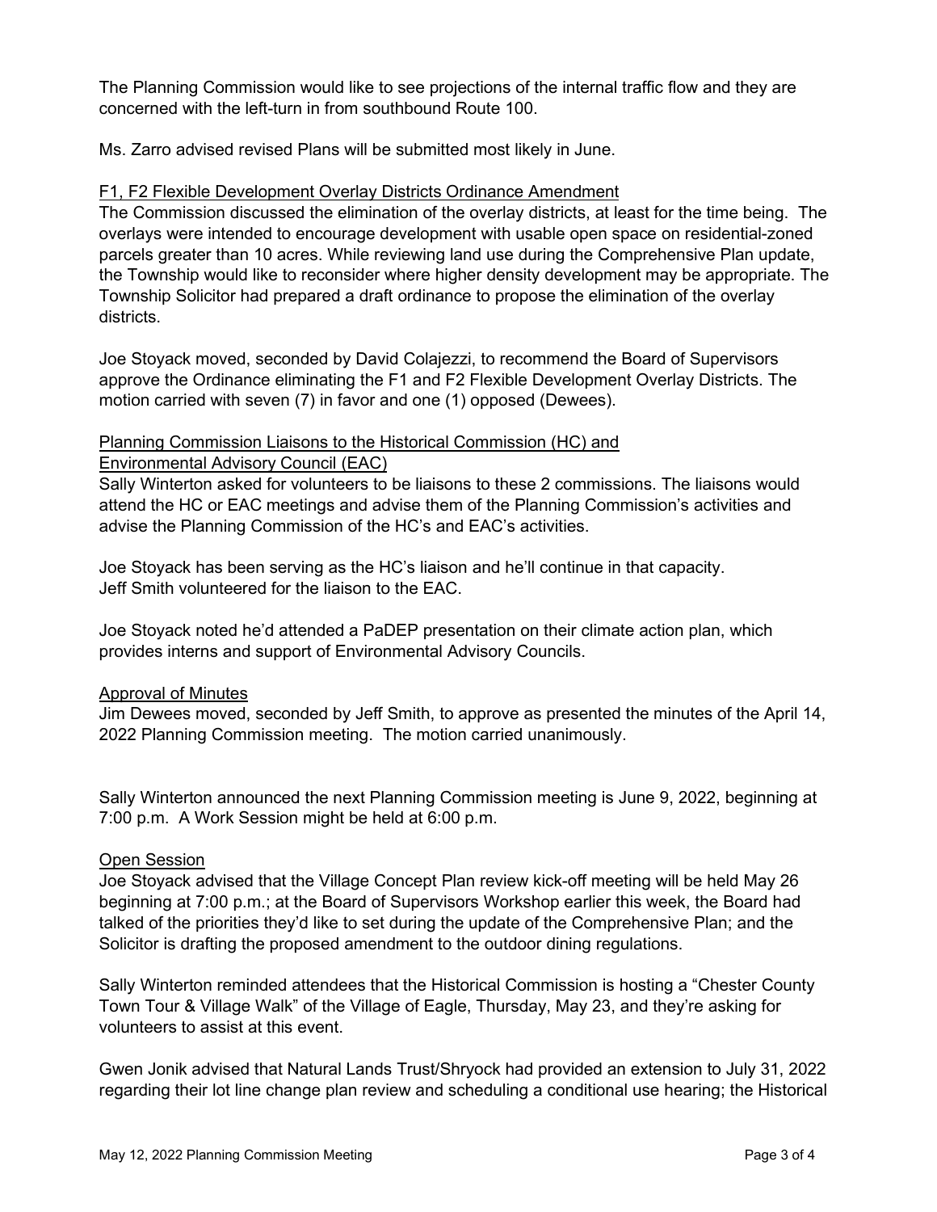The Planning Commission would like to see projections of the internal traffic flow and they are concerned with the left-turn in from southbound Route 100.

Ms. Zarro advised revised Plans will be submitted most likely in June.

F1, F2 Flexible Development Overlay Districts Ordinance Amendment

The Commission discussed the elimination of the overlay districts, at least for the time being. The overlays were intended to encourage development with usable open space on residential-zoned parcels greater than 10 acres. While reviewing land use during the Comprehensive Plan update, the Township would like to reconsider where higher density development may be appropriate. The Township Solicitor had prepared a draft ordinance to propose the elimination of the overlay districts.

Joe Stoyack moved, seconded by David Colajezzi, to recommend the Board of Supervisors approve the Ordinance eliminating the F1 and F2 Flexible Development Overlay Districts. The motion carried with seven (7) in favor and one (1) opposed (Dewees).

Planning Commission Liaisons to the Historical Commission (HC) and Environmental Advisory Council (EAC)

Sally Winterton asked for volunteers to be liaisons to these 2 commissions. The liaisons would attend the HC or EAC meetings and advise them of the Planning Commission's activities and advise the Planning Commission of the HC's and EAC's activities.

Joe Stoyack has been serving as the HC's liaison and he'll continue in that capacity.
Jeff Smith volunteered for the liaison to the EAC.

Joe Stoyack noted he'd attended a PaDEP presentation on their climate action plan, which provides interns and support of Environmental Advisory Councils.

Approval of Minutes

Jim Dewees moved, seconded by Jeff Smith, to approve as presented the minutes of the April 14, 2022 Planning Commission meeting. The motion carried unanimously.

Sally Winterton announced the next Planning Commission meeting is June 9, 2022, beginning at 7:00 p.m. A Work Session might be held at 6:00 p.m.

Open Session

Joe Stoyack advised that the Village Concept Plan review kick-off meeting will be held May 26 beginning at 7:00 p.m.; at the Board of Supervisors Workshop earlier this week, the Board had talked of the priorities they'd like to set during the update of the Comprehensive Plan; and the Solicitor is drafting the proposed amendment to the outdoor dining regulations.

Sally Winterton reminded attendees that the Historical Commission is hosting a "Chester County Town Tour & Village Walk" of the Village of Eagle, Thursday, May 23, and they're asking for volunteers to assist at this event.

Gwen Jonik advised that Natural Lands Trust/Shryock had provided an extension to July 31, 2022 regarding their lot line change plan review and scheduling a conditional use hearing; the Historical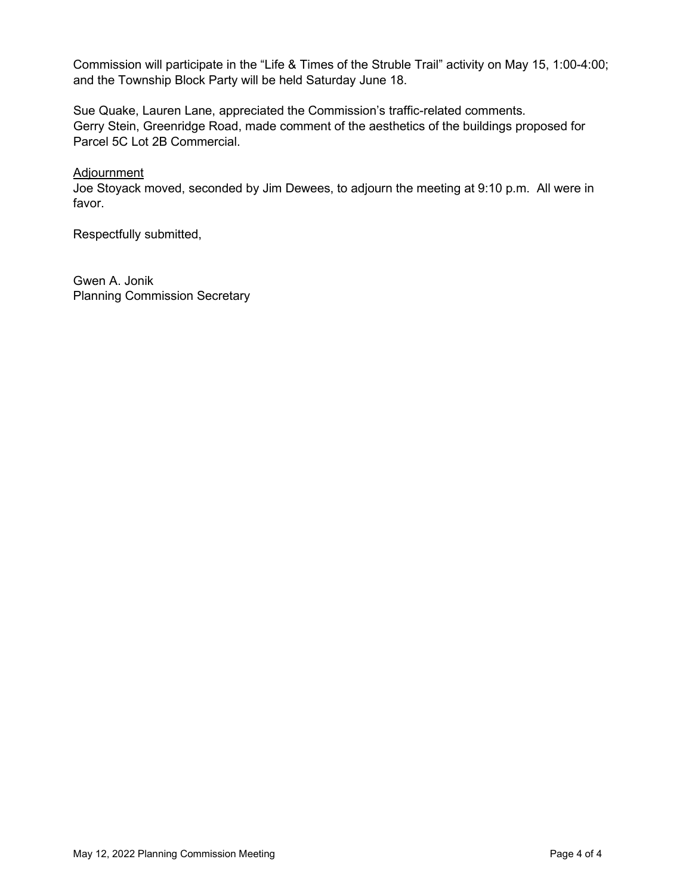Commission will participate in the "Life & Times of the Struble Trail" activity on May 15, 1:00-4:00; and the Township Block Party will be held Saturday June 18.

Sue Quake, Lauren Lane, appreciated the Commission's traffic-related comments.
Gerry Stein, Greenridge Road, made comment of the aesthetics of the buildings proposed for Parcel 5C Lot 2B Commercial.

<u>Adjournment</u>
Joe Stoyack moved, seconded by Jim Dewees, to adjourn the meeting at 9:10 p.m. All were in favor.

Respectfully submitted,

Gwen A. Jonik
Planning Commission Secretary